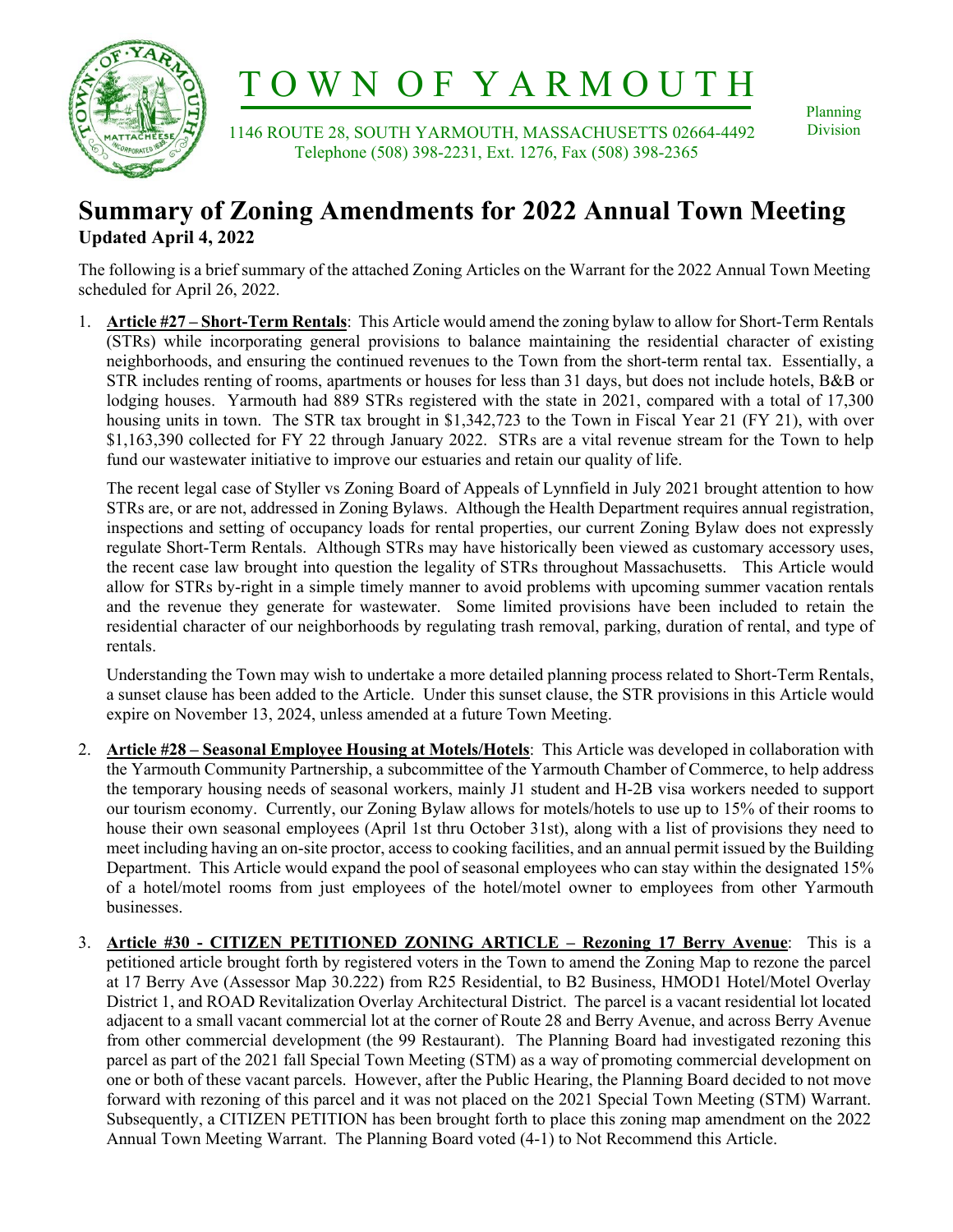# TOWN OF YARMOUTH

1146 ROUTE 28, SOUTH YARMOUTH, MASSACHUSETTS 02664-4492
Telephone (508) 398-2231, Ext. 1276, Fax (508) 398-2365

Planning Division

## Summary of Zoning Amendments for 2022 Annual Town Meeting

**Updated April 4, 2022**

The following is a brief summary of the attached Zoning Articles on the Warrant for the 2022 Annual Town Meeting scheduled for April 26, 2022.

1. **Article #27 – Short-Term Rentals**: This Article would amend the zoning bylaw to allow for Short-Term Rentals (STRs) while incorporating general provisions to balance maintaining the residential character of existing neighborhoods, and ensuring the continued revenues to the Town from the short-term rental tax. Essentially, a STR includes renting of rooms, apartments or houses for less than 31 days, but does not include hotels, B&B or lodging houses. Yarmouth had 889 STRs registered with the state in 2021, compared with a total of 17,300 housing units in town. The STR tax brought in $1,342,723 to the Town in Fiscal Year 21 (FY 21), with over $1,163,390 collected for FY 22 through January 2022. STRs are a vital revenue stream for the Town to help fund our wastewater initiative to improve our estuaries and retain our quality of life.

   The recent legal case of Styller vs Zoning Board of Appeals of Lynnfield in July 2021 brought attention to how STRs are, or are not, addressed in Zoning Bylaws. Although the Health Department requires annual registration, inspections and setting of occupancy loads for rental properties, our current Zoning Bylaw does not expressly regulate Short-Term Rentals. Although STRs may have historically been viewed as customary accessory uses, the recent case law brought into question the legality of STRs throughout Massachusetts. This Article would allow for STRs by-right in a simple timely manner to avoid problems with upcoming summer vacation rentals and the revenue they generate for wastewater. Some limited provisions have been included to retain the residential character of our neighborhoods by regulating trash removal, parking, duration of rental, and type of rentals.

   Understanding the Town may wish to undertake a more detailed planning process related to Short-Term Rentals, a sunset clause has been added to the Article. Under this sunset clause, the STR provisions in this Article would expire on November 13, 2024, unless amended at a future Town Meeting.

2. **Article #28 – Seasonal Employee Housing at Motels/Hotels**: This Article was developed in collaboration with the Yarmouth Community Partnership, a subcommittee of the Yarmouth Chamber of Commerce, to help address the temporary housing needs of seasonal workers, mainly J1 student and H-2B visa workers needed to support our tourism economy. Currently, our Zoning Bylaw allows for motels/hotels to use up to 15% of their rooms to house their own seasonal employees (April 1st thru October 31st), along with a list of provisions they need to meet including having an on-site proctor, access to cooking facilities, and an annual permit issued by the Building Department. This Article would expand the pool of seasonal employees who can stay within the designated 15% of a hotel/motel rooms from just employees of the hotel/motel owner to employees from other Yarmouth businesses.

3. **Article #30 - CITIZEN PETITIONED ZONING ARTICLE – Rezoning 17 Berry Avenue**: This is a petitioned article brought forth by registered voters in the Town to amend the Zoning Map to rezone the parcel at 17 Berry Ave (Assessor Map 30.222) from R25 Residential, to B2 Business, HMOD1 Hotel/Motel Overlay District 1, and ROAD Revitalization Overlay Architectural District. The parcel is a vacant residential lot located adjacent to a small vacant commercial lot at the corner of Route 28 and Berry Avenue, and across Berry Avenue from other commercial development (the 99 Restaurant). The Planning Board had investigated rezoning this parcel as part of the 2021 fall Special Town Meeting (STM) as a way of promoting commercial development on one or both of these vacant parcels. However, after the Public Hearing, the Planning Board decided to not move forward with rezoning of this parcel and it was not placed on the 2021 Special Town Meeting (STM) Warrant. Subsequently, a CITIZEN PETITION has been brought forth to place this zoning map amendment on the 2022 Annual Town Meeting Warrant. The Planning Board voted (4-1) to Not Recommend this Article.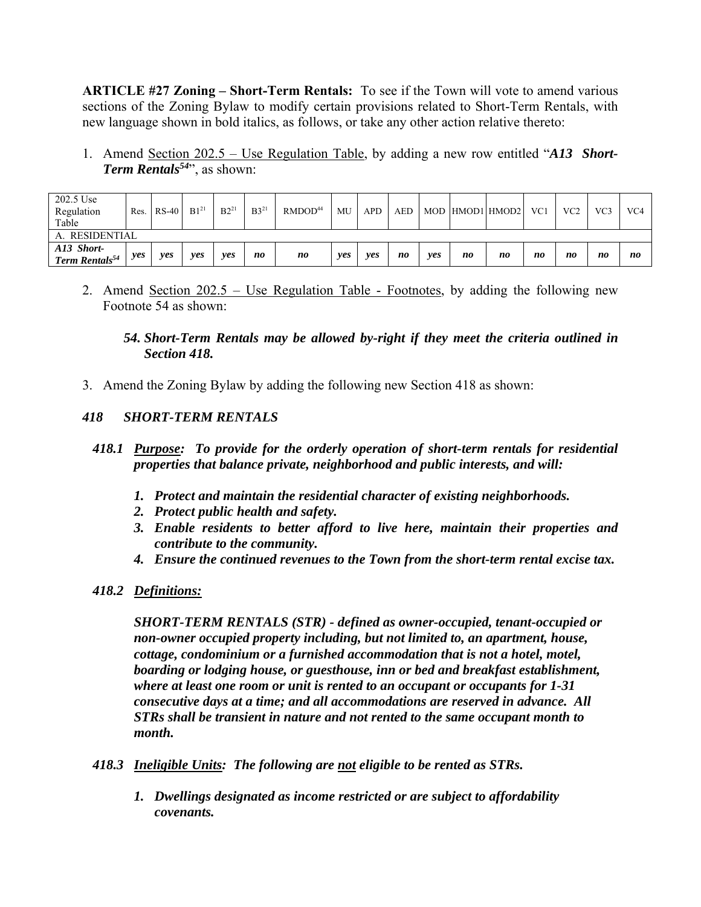**ARTICLE #27 Zoning – Short-Term Rentals:** To see if the Town will vote to amend various sections of the Zoning Bylaw to modify certain provisions related to Short-Term Rentals, with new language shown in bold italics, as follows, or take any other action relative thereto:

1. Amend Section 202.5 – Use Regulation Table, by adding a new row entitled "***A13 Short-Term Rentals[54]***", as shown:

| 202.5 Use Regulation Table | Res. | RS-40 | B1[21] | B2[21] | B3[21] | RMDOD[44] | MU | APD | AED | MOD | HMOD1 | HMOD2 | VC1 | VC2 | VC3 | VC4 |
|---|---|---|---|---|---|---|---|---|---|---|---|---|---|---|---|---|
| A. RESIDENTIAL | | | | | | | | | | | | | | | | |
| ***A13 Short-Term Rentals[54]*** | ***yes*** | ***yes*** | ***yes*** | ***yes*** | ***no*** | ***no*** | ***yes*** | ***yes*** | ***no*** | ***yes*** | ***no*** | ***no*** | ***no*** | ***no*** | ***no*** | ***no*** |

2. Amend Section 202.5 – Use Regulation Table - Footnotes, by adding the following new Footnote 54 as shown:

   ***54. Short-Term Rentals may be allowed by-right if they meet the criteria outlined in Section 418.***

3. Amend the Zoning Bylaw by adding the following new Section 418 as shown:

***418 SHORT-TERM RENTALS***

***418.1 Purpose: To provide for the orderly operation of short-term rentals for residential properties that balance private, neighborhood and public interests, and will:***

1. ***Protect and maintain the residential character of existing neighborhoods.***
2. ***Protect public health and safety.***
3. ***Enable residents to better afford to live here, maintain their properties and contribute to the community.***
4. ***Ensure the continued revenues to the Town from the short-term rental excise tax.***

***418.2 Definitions:***

***SHORT-TERM RENTALS (STR) - defined as owner-occupied, tenant-occupied or non-owner occupied property including, but not limited to, an apartment, house, cottage, condominium or a furnished accommodation that is not a hotel, motel, boarding or lodging house, or guesthouse, inn or bed and breakfast establishment, where at least one room or unit is rented to an occupant or occupants for 1-31 consecutive days at a time; and all accommodations are reserved in advance. All STRs shall be transient in nature and not rented to the same occupant month to month.***

***418.3 Ineligible Units: The following are not eligible to be rented as STRs.***

1. ***Dwellings designated as income restricted or are subject to affordability covenants.***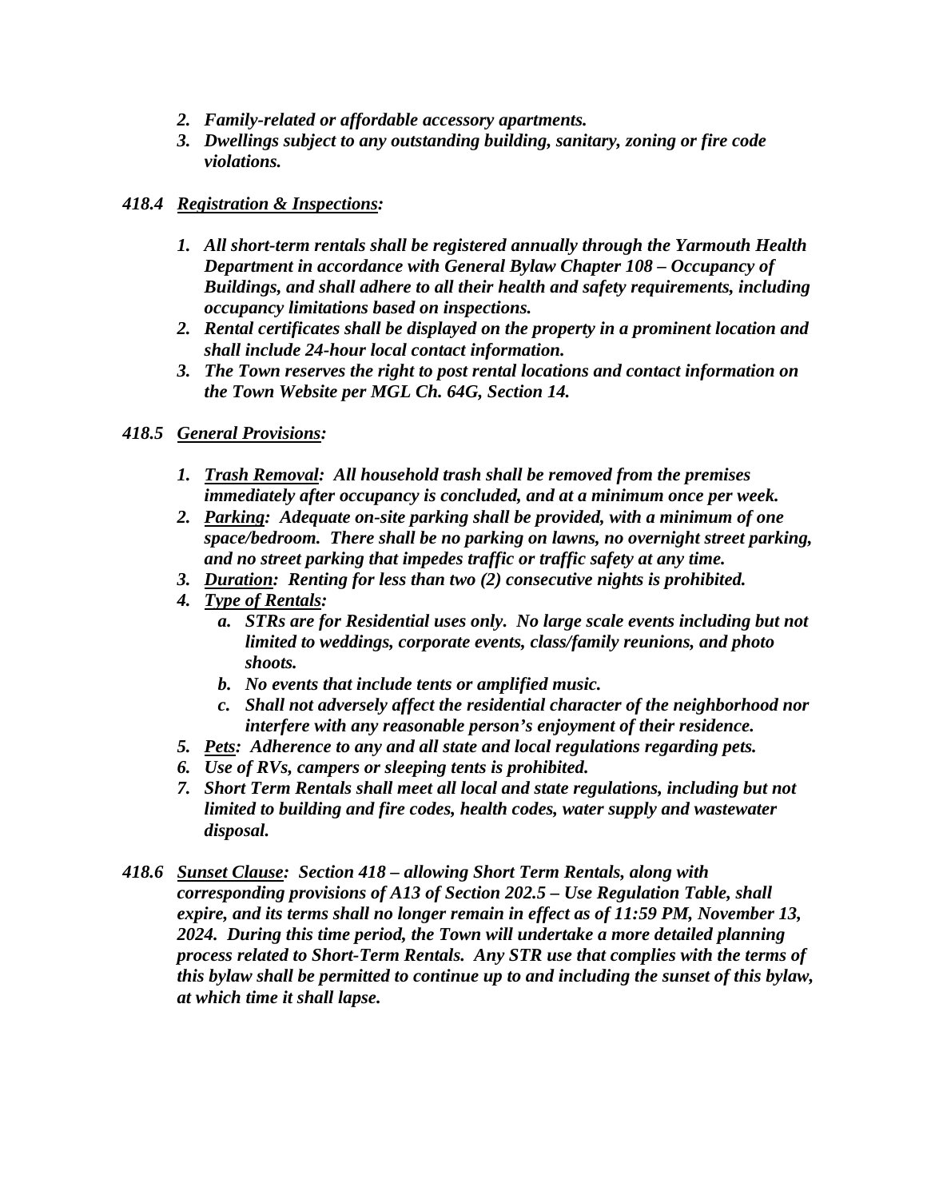*2. Family-related or affordable accessory apartments.*
*3. Dwellings subject to any outstanding building, sanitary, zoning or fire code violations.*

***418.4 <u>Registration & Inspections</u>:***

*1. All short-term rentals shall be registered annually through the Yarmouth Health Department in accordance with General Bylaw Chapter 108 – Occupancy of Buildings, and shall adhere to all their health and safety requirements, including occupancy limitations based on inspections.*
*2. Rental certificates shall be displayed on the property in a prominent location and shall include 24-hour local contact information.*
*3. The Town reserves the right to post rental locations and contact information on the Town Website per MGL Ch. 64G, Section 14.*

***418.5 <u>General Provisions</u>:***

*1. <u>Trash Removal</u>: All household trash shall be removed from the premises immediately after occupancy is concluded, and at a minimum once per week.*
*2. <u>Parking</u>: Adequate on-site parking shall be provided, with a minimum of one space/bedroom. There shall be no parking on lawns, no overnight street parking, and no street parking that impedes traffic or traffic safety at any time.*
*3. <u>Duration</u>: Renting for less than two (2) consecutive nights is prohibited.*
*4. <u>Type of Rentals</u>:*
   *a. STRs are for Residential uses only. No large scale events including but not limited to weddings, corporate events, class/family reunions, and photo shoots.*
   *b. No events that include tents or amplified music.*
   *c. Shall not adversely affect the residential character of the neighborhood nor interfere with any reasonable person's enjoyment of their residence.*
*5. <u>Pets</u>: Adherence to any and all state and local regulations regarding pets.*
*6. Use of RVs, campers or sleeping tents is prohibited.*
*7. Short Term Rentals shall meet all local and state regulations, including but not limited to building and fire codes, health codes, water supply and wastewater disposal.*

***418.6 <u>Sunset Clause</u>: Section 418 – allowing Short Term Rentals, along with corresponding provisions of A13 of Section 202.5 – Use Regulation Table, shall expire, and its terms shall no longer remain in effect as of 11:59 PM, November 13, 2024. During this time period, the Town will undertake a more detailed planning process related to Short-Term Rentals. Any STR use that complies with the terms of this bylaw shall be permitted to continue up to and including the sunset of this bylaw, at which time it shall lapse.***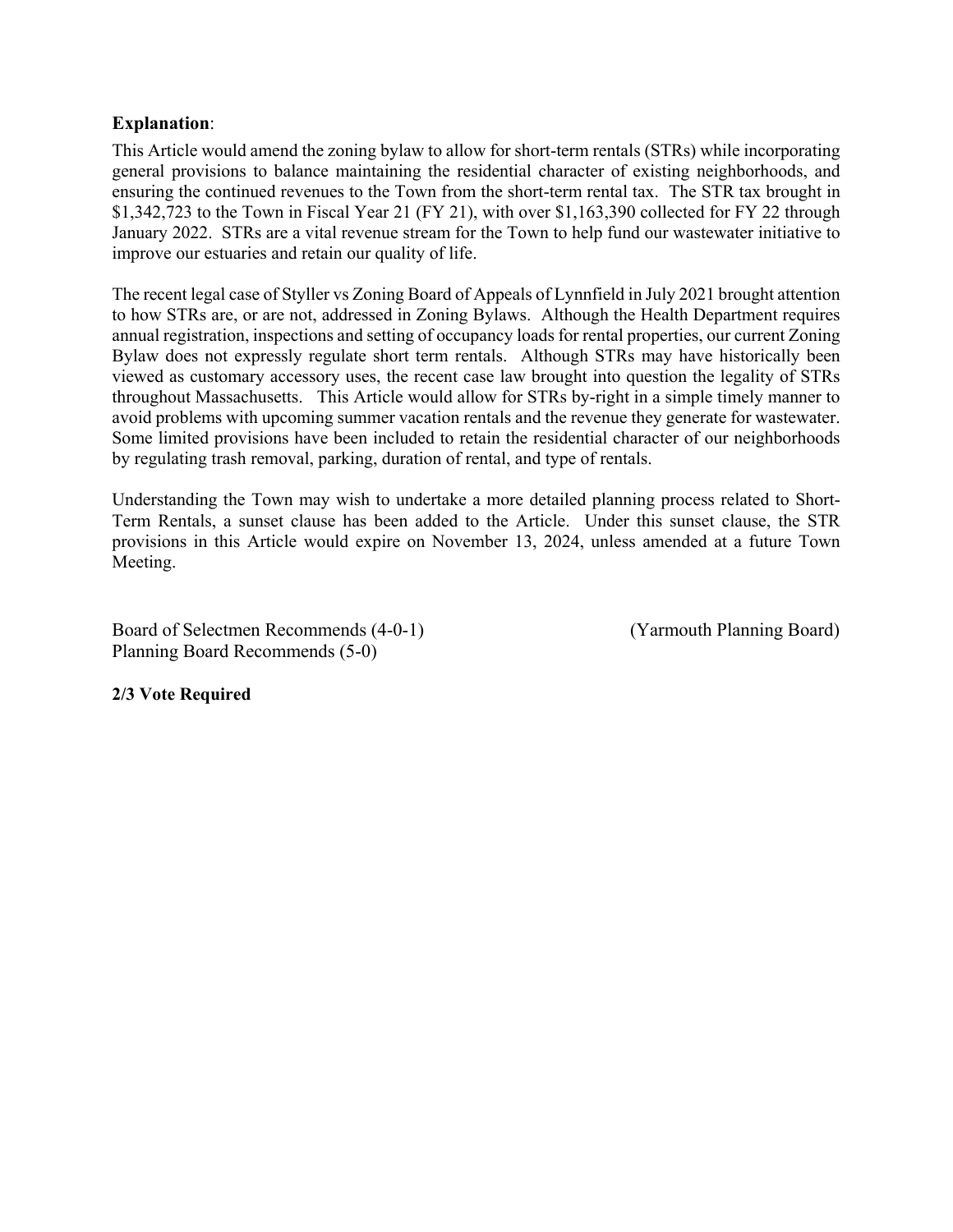**Explanation**:

This Article would amend the zoning bylaw to allow for short-term rentals (STRs) while incorporating general provisions to balance maintaining the residential character of existing neighborhoods, and ensuring the continued revenues to the Town from the short-term rental tax. The STR tax brought in $1,342,723 to the Town in Fiscal Year 21 (FY 21), with over $1,163,390 collected for FY 22 through January 2022. STRs are a vital revenue stream for the Town to help fund our wastewater initiative to improve our estuaries and retain our quality of life.

The recent legal case of Styller vs Zoning Board of Appeals of Lynnfield in July 2021 brought attention to how STRs are, or are not, addressed in Zoning Bylaws. Although the Health Department requires annual registration, inspections and setting of occupancy loads for rental properties, our current Zoning Bylaw does not expressly regulate short term rentals. Although STRs may have historically been viewed as customary accessory uses, the recent case law brought into question the legality of STRs throughout Massachusetts. This Article would allow for STRs by-right in a simple timely manner to avoid problems with upcoming summer vacation rentals and the revenue they generate for wastewater. Some limited provisions have been included to retain the residential character of our neighborhoods by regulating trash removal, parking, duration of rental, and type of rentals.

Understanding the Town may wish to undertake a more detailed planning process related to Short-Term Rentals, a sunset clause has been added to the Article. Under this sunset clause, the STR provisions in this Article would expire on November 13, 2024, unless amended at a future Town Meeting.

Board of Selectmen Recommends (4-0-1)
Planning Board Recommends (5-0)

(Yarmouth Planning Board)

**2/3 Vote Required**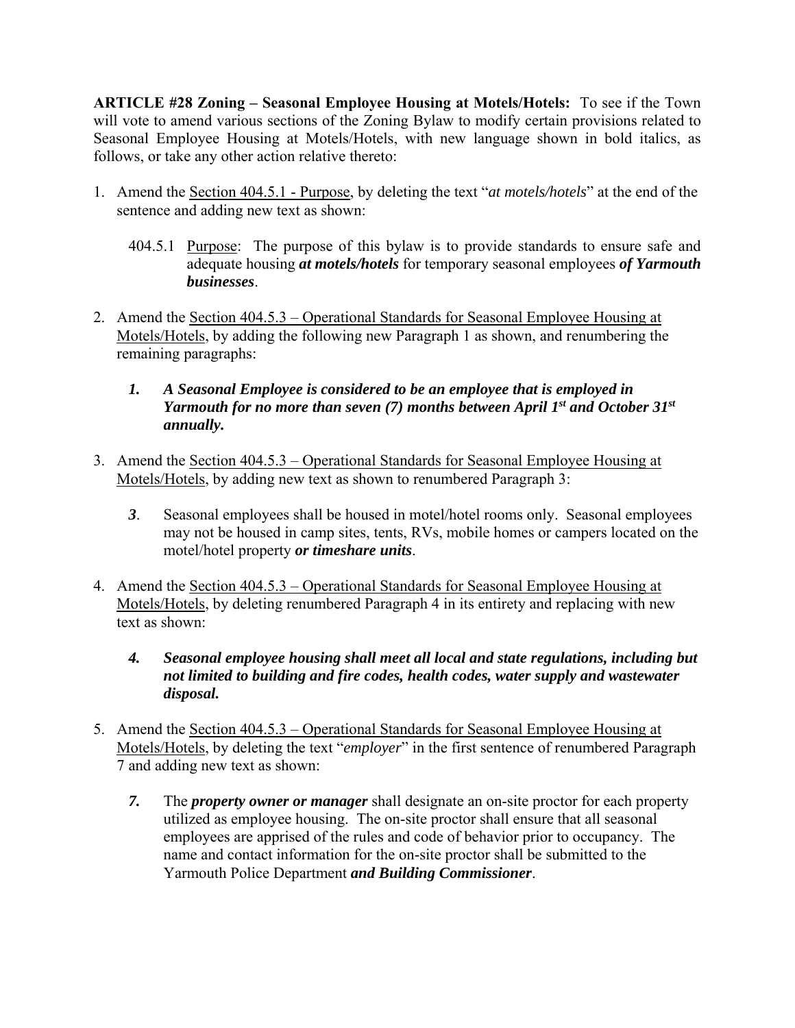**ARTICLE #28 Zoning – Seasonal Employee Housing at Motels/Hotels:** To see if the Town will vote to amend various sections of the Zoning Bylaw to modify certain provisions related to Seasonal Employee Housing at Motels/Hotels, with new language shown in bold italics, as follows, or take any other action relative thereto:

1. Amend the Section 404.5.1 - Purpose, by deleting the text "*at motels/hotels*" at the end of the sentence and adding new text as shown:

   404.5.1 Purpose: The purpose of this bylaw is to provide standards to ensure safe and adequate housing ***at motels/hotels*** for temporary seasonal employees ***of Yarmouth businesses***.

2. Amend the Section 404.5.3 – Operational Standards for Seasonal Employee Housing at Motels/Hotels, by adding the following new Paragraph 1 as shown, and renumbering the remaining paragraphs:

   ***1. A Seasonal Employee is considered to be an employee that is employed in Yarmouth for no more than seven (7) months between April 1st and October 31st annually.***

3. Amend the Section 404.5.3 – Operational Standards for Seasonal Employee Housing at Motels/Hotels, by adding new text as shown to renumbered Paragraph 3:

   ***3***. Seasonal employees shall be housed in motel/hotel rooms only. Seasonal employees may not be housed in camp sites, tents, RVs, mobile homes or campers located on the motel/hotel property ***or timeshare units***.

4. Amend the Section 404.5.3 – Operational Standards for Seasonal Employee Housing at Motels/Hotels, by deleting renumbered Paragraph 4 in its entirety and replacing with new text as shown:

   ***4. Seasonal employee housing shall meet all local and state regulations, including but not limited to building and fire codes, health codes, water supply and wastewater disposal.***

5. Amend the Section 404.5.3 – Operational Standards for Seasonal Employee Housing at Motels/Hotels, by deleting the text "*employer*" in the first sentence of renumbered Paragraph 7 and adding new text as shown:

   ***7.*** The ***property owner or manager*** shall designate an on-site proctor for each property utilized as employee housing. The on-site proctor shall ensure that all seasonal employees are apprised of the rules and code of behavior prior to occupancy. The name and contact information for the on-site proctor shall be submitted to the Yarmouth Police Department ***and Building Commissioner***.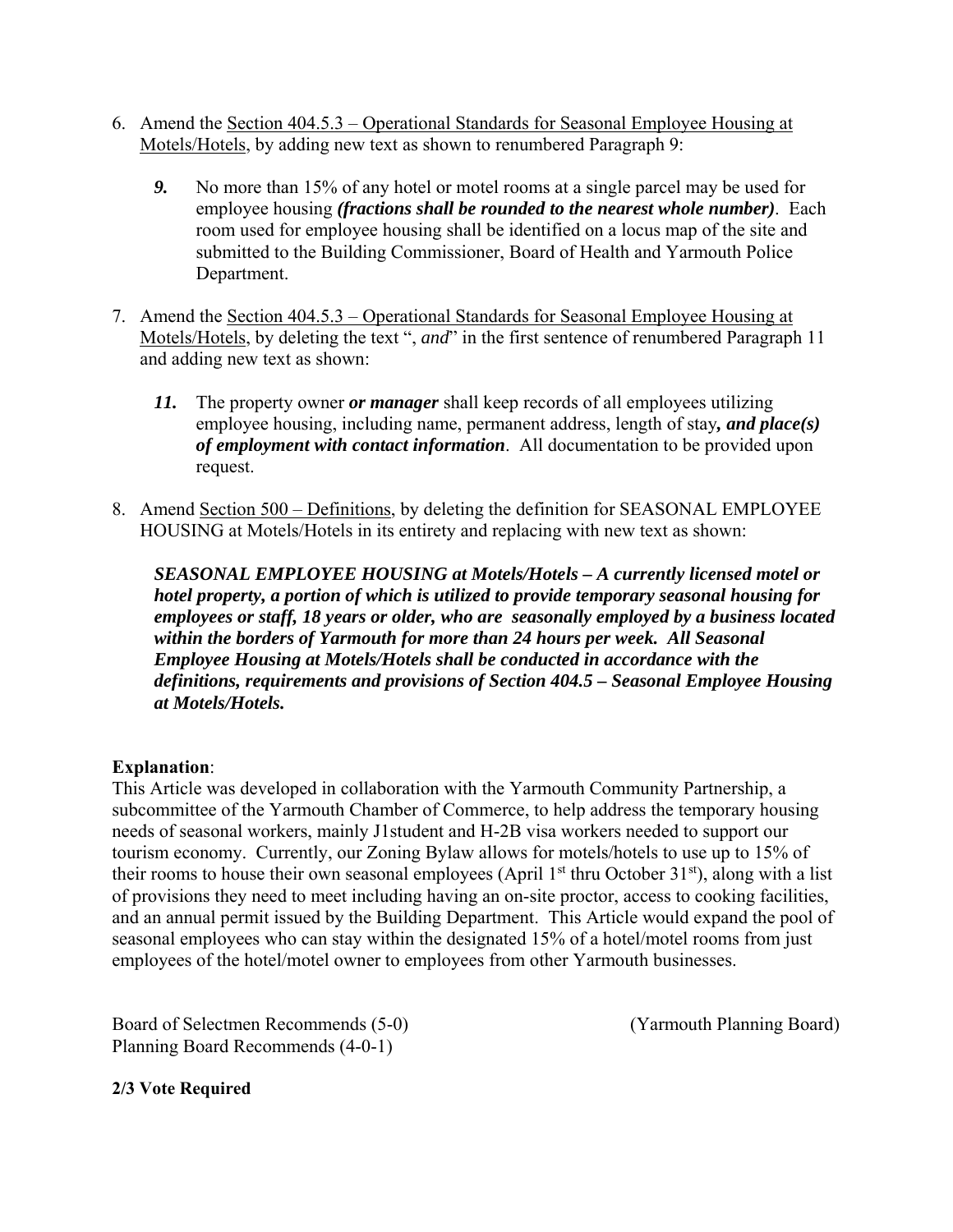6. Amend the <u>Section 404.5.3 – Operational Standards for Seasonal Employee Housing at Motels/Hotels</u>, by adding new text as shown to renumbered Paragraph 9:

   ***9.*** No more than 15% of any hotel or motel rooms at a single parcel may be used for employee housing ***(fractions shall be rounded to the nearest whole number)***. Each room used for employee housing shall be identified on a locus map of the site and submitted to the Building Commissioner, Board of Health and Yarmouth Police Department.

7. Amend the <u>Section 404.5.3 – Operational Standards for Seasonal Employee Housing at Motels/Hotels</u>, by deleting the text ", *and*" in the first sentence of renumbered Paragraph 11 and adding new text as shown:

   ***11.*** The property owner ***or manager*** shall keep records of all employees utilizing employee housing, including name, permanent address, length of stay***, and place(s) of employment with contact information***. All documentation to be provided upon request.

8. Amend <u>Section 500 – Definitions</u>, by deleting the definition for SEASONAL EMPLOYEE HOUSING at Motels/Hotels in its entirety and replacing with new text as shown:

   ***SEASONAL EMPLOYEE HOUSING at Motels/Hotels – A currently licensed motel or hotel property, a portion of which is utilized to provide temporary seasonal housing for employees or staff, 18 years or older, who are seasonally employed by a business located within the borders of Yarmouth for more than 24 hours per week. All Seasonal Employee Housing at Motels/Hotels shall be conducted in accordance with the definitions, requirements and provisions of Section 404.5 – Seasonal Employee Housing at Motels/Hotels.***

**Explanation**:
This Article was developed in collaboration with the Yarmouth Community Partnership, a subcommittee of the Yarmouth Chamber of Commerce, to help address the temporary housing needs of seasonal workers, mainly J1student and H-2B visa workers needed to support our tourism economy. Currently, our Zoning Bylaw allows for motels/hotels to use up to 15% of their rooms to house their own seasonal employees (April 1st thru October 31st), along with a list of provisions they need to meet including having an on-site proctor, access to cooking facilities, and an annual permit issued by the Building Department. This Article would expand the pool of seasonal employees who can stay within the designated 15% of a hotel/motel rooms from just employees of the hotel/motel owner to employees from other Yarmouth businesses.

Board of Selectmen Recommends (5-0) (Yarmouth Planning Board)
Planning Board Recommends (4-0-1)

**2/3 Vote Required**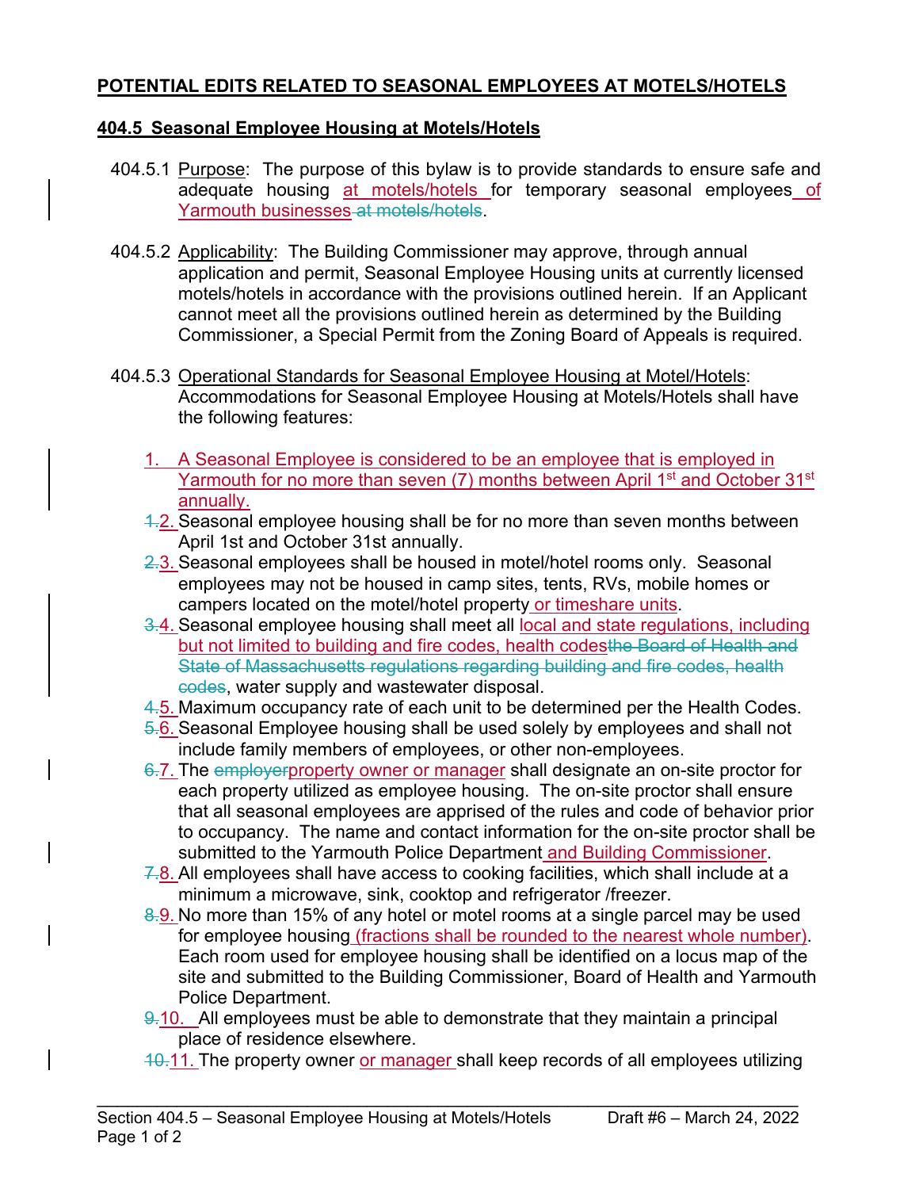# POTENTIAL EDITS RELATED TO SEASONAL EMPLOYEES AT MOTELS/HOTELS

## 404.5 Seasonal Employee Housing at Motels/Hotels

404.5.1 Purpose: The purpose of this bylaw is to provide standards to ensure safe and adequate housing at motels/hotels for temporary seasonal employees of Yarmouth businesses ~~at motels/hotels~~.

404.5.2 Applicability: The Building Commissioner may approve, through annual application and permit, Seasonal Employee Housing units at currently licensed motels/hotels in accordance with the provisions outlined herein. If an Applicant cannot meet all the provisions outlined herein as determined by the Building Commissioner, a Special Permit from the Zoning Board of Appeals is required.

404.5.3 Operational Standards for Seasonal Employee Housing at Motel/Hotels: Accommodations for Seasonal Employee Housing at Motels/Hotels shall have the following features:

1. A Seasonal Employee is considered to be an employee that is employed in Yarmouth for no more than seven (7) months between April 1st and October 31st annually.
2. ~~1.~~ Seasonal employee housing shall be for no more than seven months between April 1st and October 31st annually.
3. ~~2.~~ Seasonal employees shall be housed in motel/hotel rooms only. Seasonal employees may not be housed in camp sites, tents, RVs, mobile homes or campers located on the motel/hotel property or timeshare units.
4. ~~3.~~ Seasonal employee housing shall meet all local and state regulations, including but not limited to building and fire codes, health codes~~the Board of Health and State of Massachusetts regulations regarding building and fire codes, health codes~~, water supply and wastewater disposal.
5. ~~4.~~ Maximum occupancy rate of each unit to be determined per the Health Codes.
6. ~~5.~~ Seasonal Employee housing shall be used solely by employees and shall not include family members of employees, or other non-employees.
7. ~~6.~~ The ~~employer~~property owner or manager shall designate an on-site proctor for each property utilized as employee housing. The on-site proctor shall ensure that all seasonal employees are apprised of the rules and code of behavior prior to occupancy. The name and contact information for the on-site proctor shall be submitted to the Yarmouth Police Department and Building Commissioner.
8. ~~7.~~ All employees shall have access to cooking facilities, which shall include at a minimum a microwave, sink, cooktop and refrigerator /freezer.
9. ~~8.~~ No more than 15% of any hotel or motel rooms at a single parcel may be used for employee housing (fractions shall be rounded to the nearest whole number). Each room used for employee housing shall be identified on a locus map of the site and submitted to the Building Commissioner, Board of Health and Yarmouth Police Department.
10. ~~9.~~ All employees must be able to demonstrate that they maintain a principal place of residence elsewhere.
11. ~~10.~~ The property owner or manager shall keep records of all employees utilizing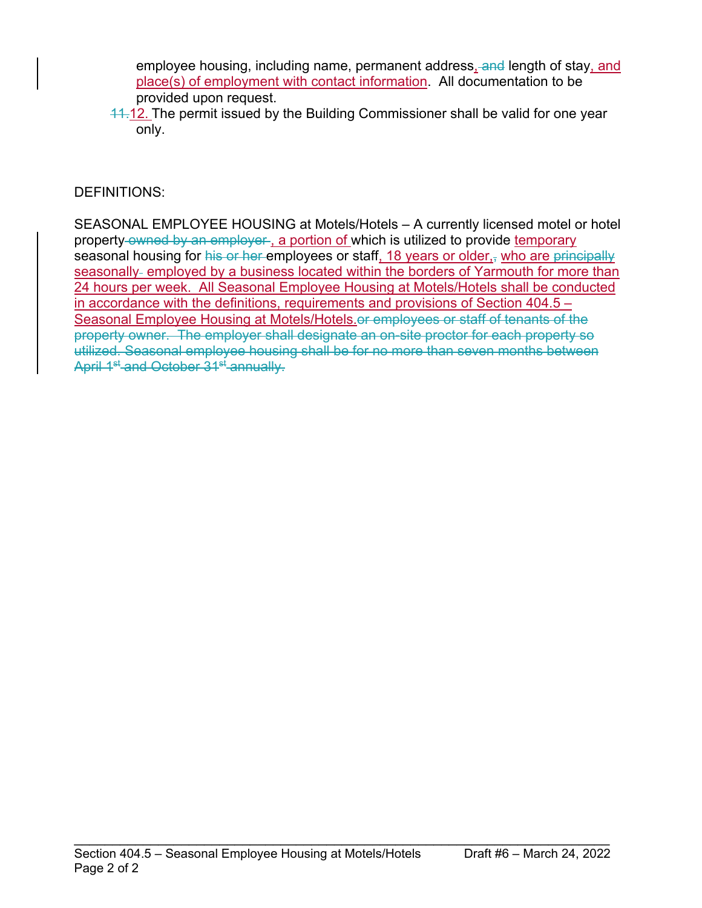employee housing, including name, permanent address, ~~and~~ length of stay, and place(s) of employment with contact information. All documentation to be provided upon request.

~~11.~~12. The permit issued by the Building Commissioner shall be valid for one year only.

DEFINITIONS:

SEASONAL EMPLOYEE HOUSING at Motels/Hotels – A currently licensed motel or hotel property ~~owned by an employer~~ , a portion of which is utilized to provide temporary seasonal housing for ~~his or her~~ employees or staff, 18 years or older, ~~,~~ who are ~~principally~~ seasonally~~-~~ employed by a business located within the borders of Yarmouth for more than 24 hours per week. All Seasonal Employee Housing at Motels/Hotels shall be conducted in accordance with the definitions, requirements and provisions of Section 404.5 – Seasonal Employee Housing at Motels/Hotels.~~or employees or staff of tenants of the property owner. The employer shall designate an on-site proctor for each property so utilized. Seasonal employee housing shall be for no more than seven months between April 1st and October 31st annually.~~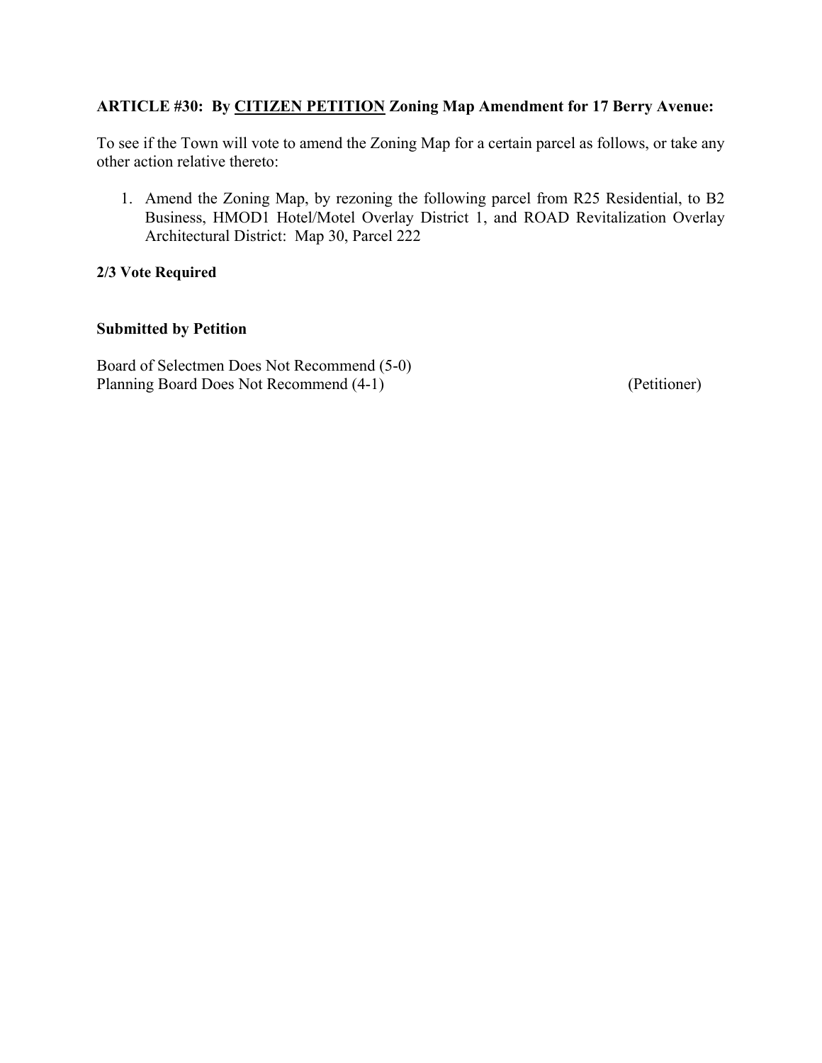**ARTICLE #30: By <u>CITIZEN PETITION</u> Zoning Map Amendment for 17 Berry Avenue:**

To see if the Town will vote to amend the Zoning Map for a certain parcel as follows, or take any other action relative thereto:

1. Amend the Zoning Map, by rezoning the following parcel from R25 Residential, to B2 Business, HMOD1 Hotel/Motel Overlay District 1, and ROAD Revitalization Overlay Architectural District: Map 30, Parcel 222

**2/3 Vote Required**

**Submitted by Petition**

Board of Selectmen Does Not Recommend (5-0)
Planning Board Does Not Recommend (4-1) (Petitioner)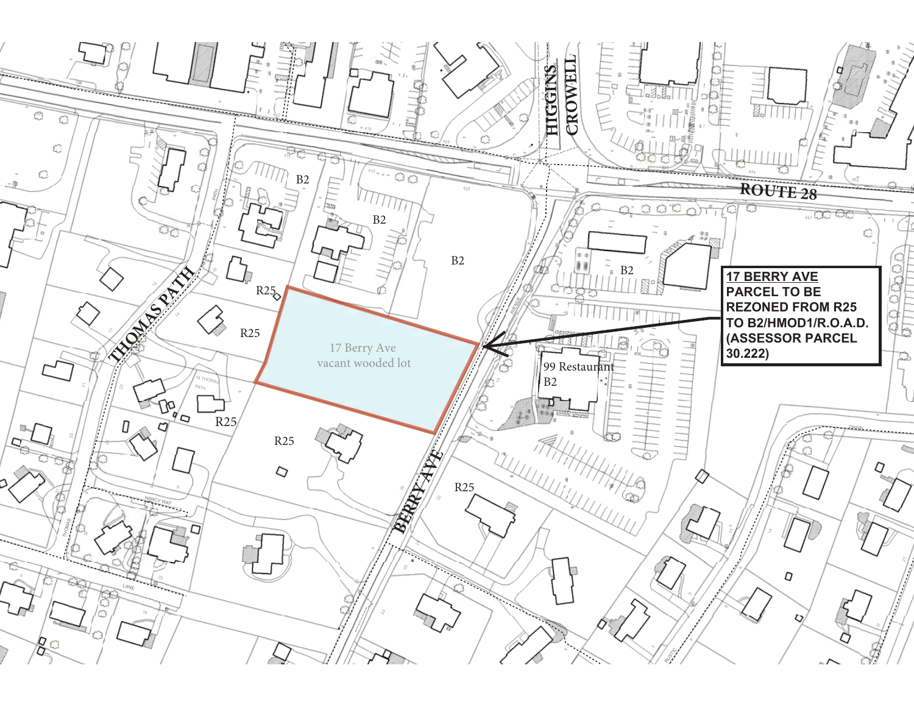ROUTE 28

HIGGINS

CROWELL

THOMAS PATH

BERRY AVE

B2

B2

B2

B2

R25

R25

R25

R25

R25

17 Berry Ave
vacant wooded lot

99 Restaurant
B2

**17 BERRY AVE**
**PARCEL TO BE REZONED FROM R25 TO B2/HMOD1/R.O.A.D. (ASSESSOR PARCEL 30.222)**